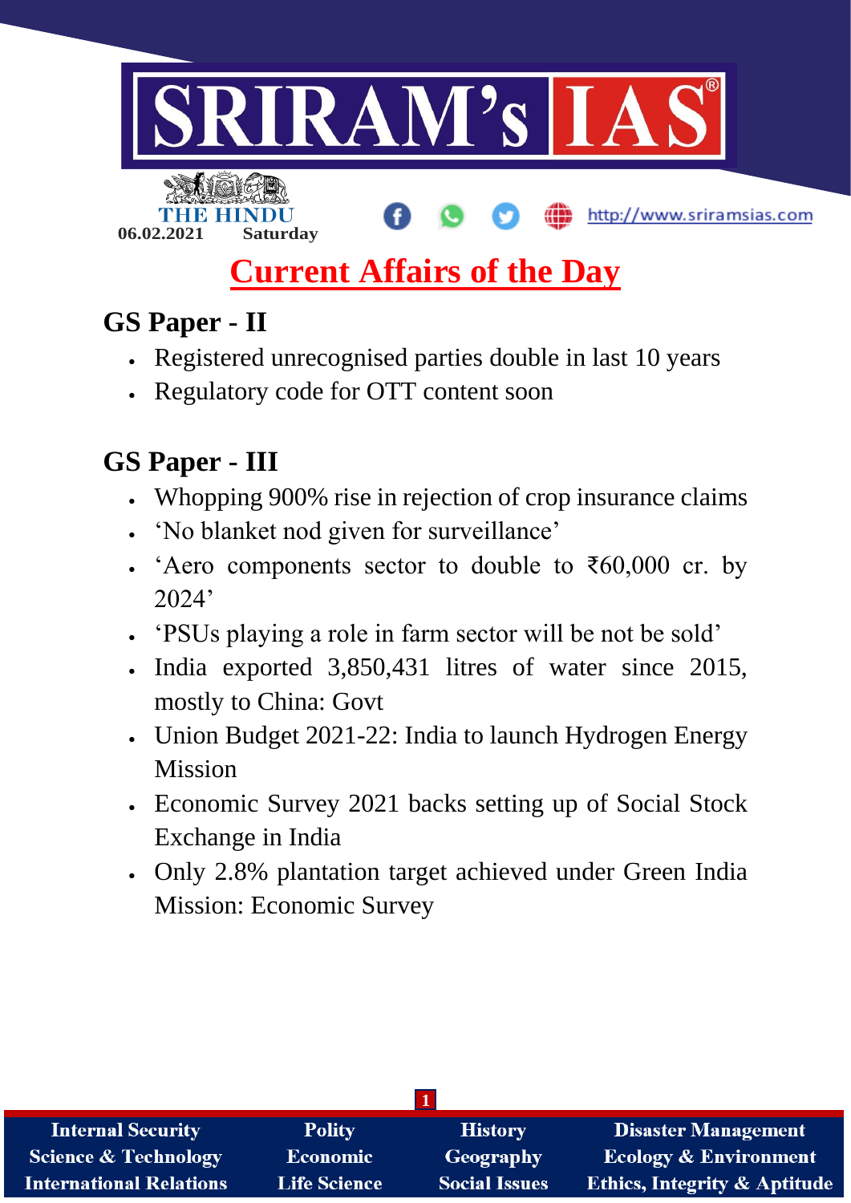THE HINDU

06.02.2021 Saturday

http://www.sriramsias.com

# Current Affairs of the Day

## GS Paper - II

- Registered unrecognised parties double in last 10 years
- Regulatory code for OTT content soon

## GS Paper - III

- Whopping 900% rise in rejection of crop insurance claims
- 'No blanket nod given for surveillance'
- 'Aero components sector to double to ₹60,000 cr. by 2024'
- 'PSUs playing a role in farm sector will be not be sold'
- India exported 3,850,431 litres of water since 2015, mostly to China: Govt
- Union Budget 2021-22: India to launch Hydrogen Energy Mission
- Economic Survey 2021 backs setting up of Social Stock Exchange in India
- Only 2.8% plantation target achieved under Green India Mission: Economic Survey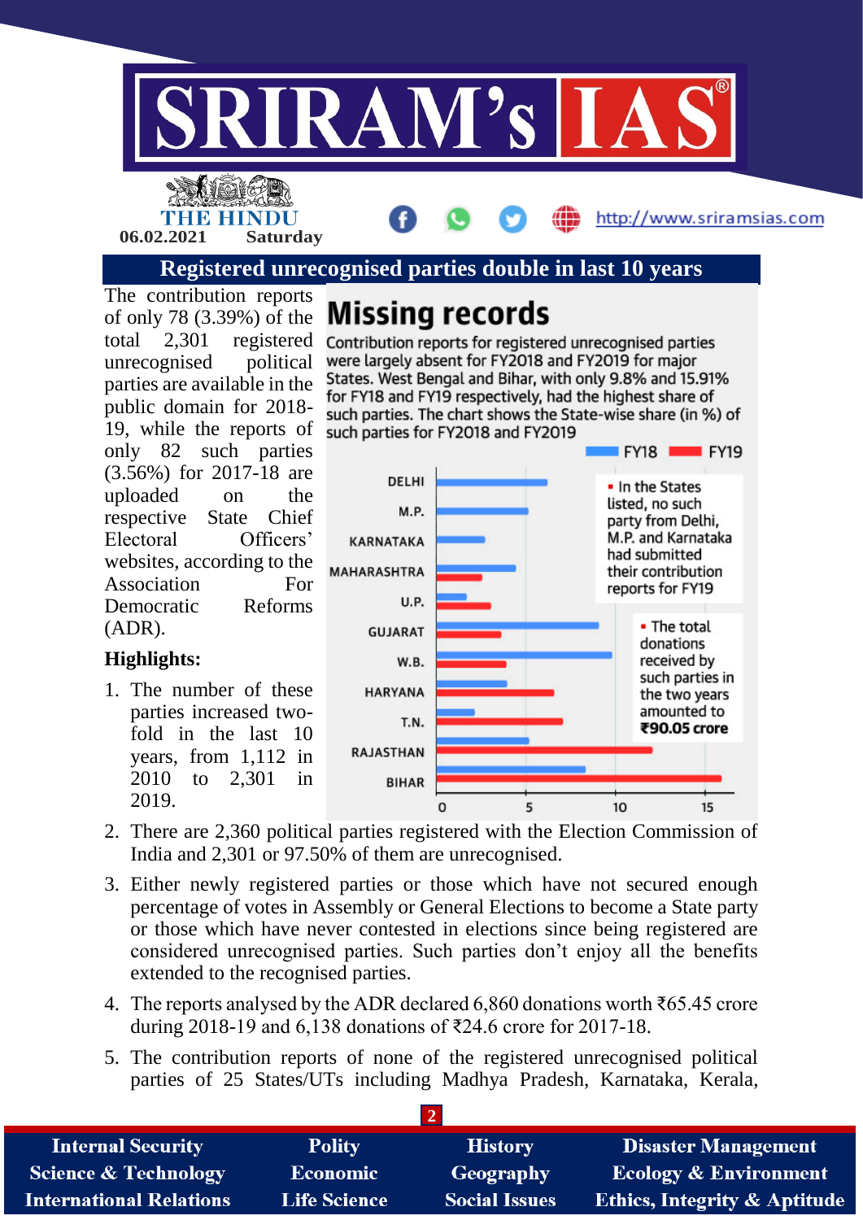## Registered unrecognised parties double in last 10 years

The contribution reports of only 78 (3.39%) of the total 2,301 registered unrecognised political parties are available in the public domain for 2018-19, while the reports of only 82 such parties (3.56%) for 2017-18 are uploaded on the respective State Chief Electoral Officers' websites, according to the Association For Democratic Reforms (ADR).

### Missing records

Contribution reports for registered unrecognised parties were largely absent for FY2018 and FY2019 for major States. West Bengal and Bihar, with only 9.8% and 15.91% for FY18 and FY19 respectively, had the highest share of such parties. The chart shows the State-wise share (in %) of such parties for FY2018 and FY2019

FY18 | FY19

DELHI, M.P., KARNATAKA, MAHARASHTRA, U.P., GUJARAT, W.B., HARYANA, T.N., RAJASTHAN, BIHAR

0 5 10 15

- In the States listed, no such party from Delhi, M.P. and Karnataka had submitted their contribution reports for FY19
- The total donations received by such parties in the two years amounted to **₹90.05 crore**

**Highlights:**

1. The number of these parties increased two-fold in the last 10 years, from 1,112 in 2010 to 2,301 in 2019.
2. There are 2,360 political parties registered with the Election Commission of India and 2,301 or 97.50% of them are unrecognised.
3. Either newly registered parties or those which have not secured enough percentage of votes in Assembly or General Elections to become a State party or those which have never contested in elections since being registered are considered unrecognised parties. Such parties don't enjoy all the benefits extended to the recognised parties.
4. The reports analysed by the ADR declared 6,860 donations worth ₹65.45 crore during 2018-19 and 6,138 donations of ₹24.6 crore for 2017-18.
5. The contribution reports of none of the registered unrecognised political parties of 25 States/UTs including Madhya Pradesh, Karnataka, Kerala,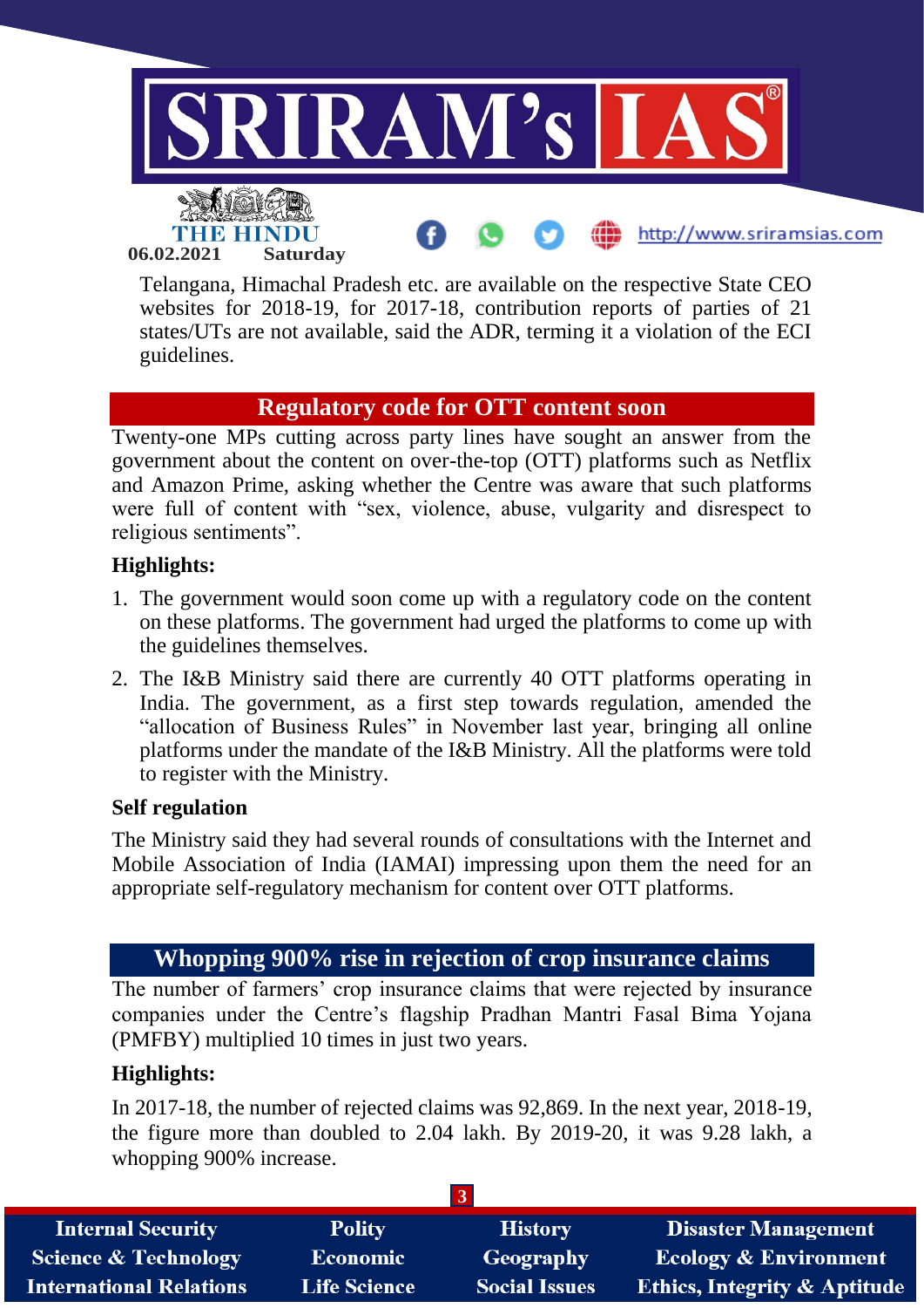Telangana, Himachal Pradesh etc. are available on the respective State CEO websites for 2018-19, for 2017-18, contribution reports of parties of 21 states/UTs are not available, said the ADR, terming it a violation of the ECI guidelines.

## Regulatory code for OTT content soon

Twenty-one MPs cutting across party lines have sought an answer from the government about the content on over-the-top (OTT) platforms such as Netflix and Amazon Prime, asking whether the Centre was aware that such platforms were full of content with "sex, violence, abuse, vulgarity and disrespect to religious sentiments".

**Highlights:**

1. The government would soon come up with a regulatory code on the content on these platforms. The government had urged the platforms to come up with the guidelines themselves.
2. The I&B Ministry said there are currently 40 OTT platforms operating in India. The government, as a first step towards regulation, amended the "allocation of Business Rules" in November last year, bringing all online platforms under the mandate of the I&B Ministry. All the platforms were told to register with the Ministry.

**Self regulation**

The Ministry said they had several rounds of consultations with the Internet and Mobile Association of India (IAMAI) impressing upon them the need for an appropriate self-regulatory mechanism for content over OTT platforms.

## Whopping 900% rise in rejection of crop insurance claims

The number of farmers' crop insurance claims that were rejected by insurance companies under the Centre's flagship Pradhan Mantri Fasal Bima Yojana (PMFBY) multiplied 10 times in just two years.

**Highlights:**

In 2017-18, the number of rejected claims was 92,869. In the next year, 2018-19, the figure more than doubled to 2.04 lakh. By 2019-20, it was 9.28 lakh, a whopping 900% increase.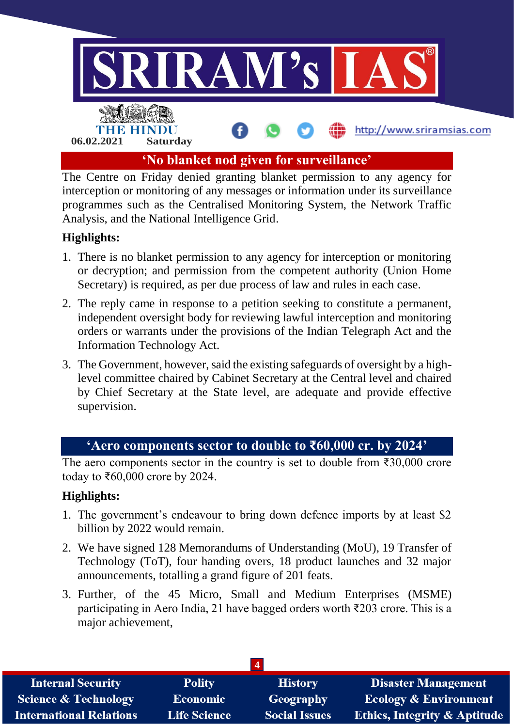## 'No blanket nod given for surveillance'

The Centre on Friday denied granting blanket permission to any agency for interception or monitoring of any messages or information under its surveillance programmes such as the Centralised Monitoring System, the Network Traffic Analysis, and the National Intelligence Grid.

**Highlights:**

1. There is no blanket permission to any agency for interception or monitoring or decryption; and permission from the competent authority (Union Home Secretary) is required, as per due process of law and rules in each case.
2. The reply came in response to a petition seeking to constitute a permanent, independent oversight body for reviewing lawful interception and monitoring orders or warrants under the provisions of the Indian Telegraph Act and the Information Technology Act.
3. The Government, however, said the existing safeguards of oversight by a high-level committee chaired by Cabinet Secretary at the Central level and chaired by Chief Secretary at the State level, are adequate and provide effective supervision.

## 'Aero components sector to double to ₹60,000 cr. by 2024'

The aero components sector in the country is set to double from ₹30,000 crore today to ₹60,000 crore by 2024.

**Highlights:**

1. The government's endeavour to bring down defence imports by at least $2 billion by 2022 would remain.
2. We have signed 128 Memorandums of Understanding (MoU), 19 Transfer of Technology (ToT), four handing overs, 18 product launches and 32 major announcements, totalling a grand figure of 201 feats.
3. Further, of the 45 Micro, Small and Medium Enterprises (MSME) participating in Aero India, 21 have bagged orders worth ₹203 crore. This is a major achievement,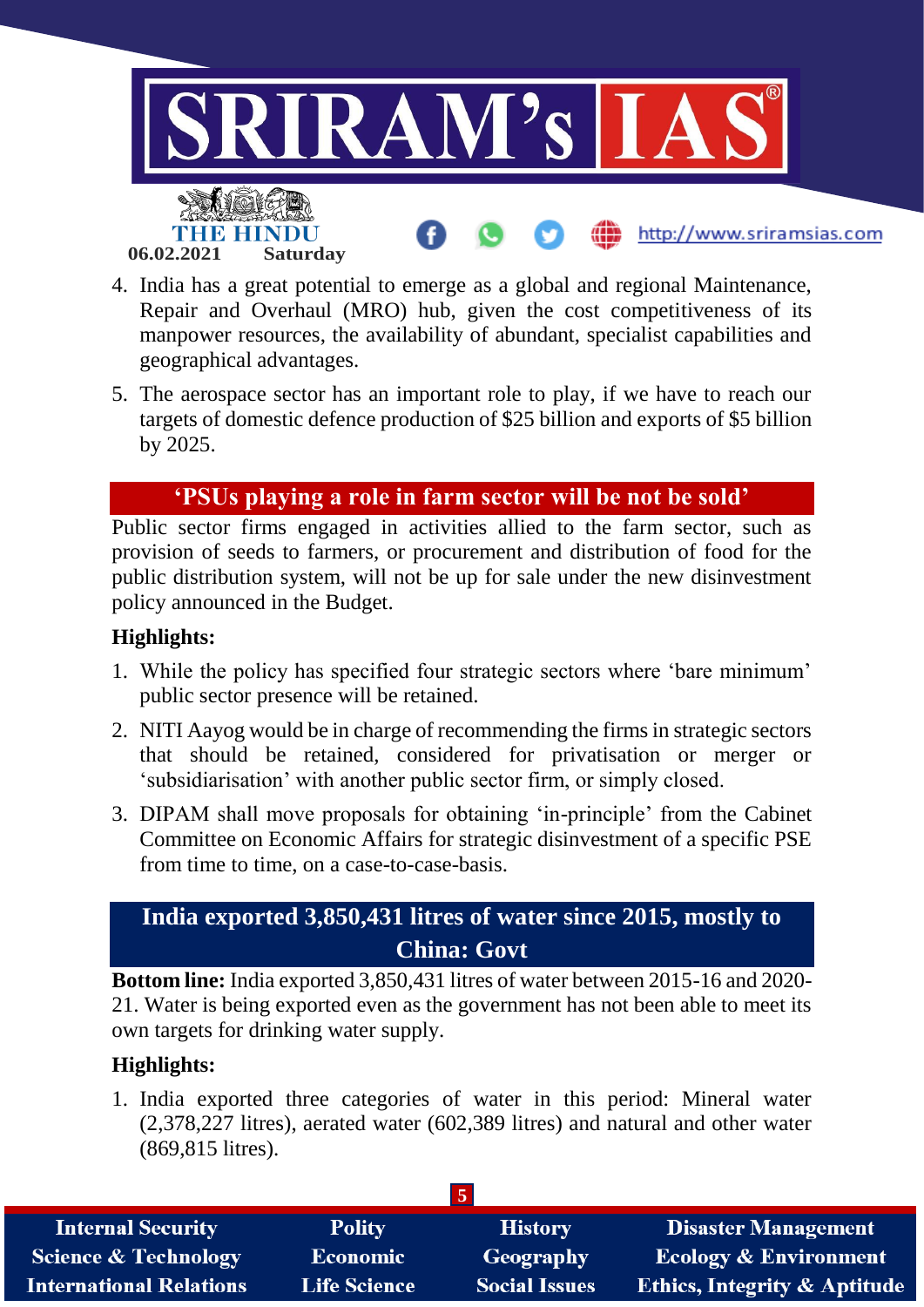4. India has a great potential to emerge as a global and regional Maintenance, Repair and Overhaul (MRO) hub, given the cost competitiveness of its manpower resources, the availability of abundant, specialist capabilities and geographical advantages.
5. The aerospace sector has an important role to play, if we have to reach our targets of domestic defence production of $25 billion and exports of $5 billion by 2025.

## 'PSUs playing a role in farm sector will be not be sold'

Public sector firms engaged in activities allied to the farm sector, such as provision of seeds to farmers, or procurement and distribution of food for the public distribution system, will not be up for sale under the new disinvestment policy announced in the Budget.

**Highlights:**

1. While the policy has specified four strategic sectors where 'bare minimum' public sector presence will be retained.
2. NITI Aayog would be in charge of recommending the firms in strategic sectors that should be retained, considered for privatisation or merger or 'subsidiarisation' with another public sector firm, or simply closed.
3. DIPAM shall move proposals for obtaining 'in-principle' from the Cabinet Committee on Economic Affairs for strategic disinvestment of a specific PSE from time to time, on a case-to-case-basis.

## India exported 3,850,431 litres of water since 2015, mostly to China: Govt

**Bottom line:** India exported 3,850,431 litres of water between 2015-16 and 2020-21. Water is being exported even as the government has not been able to meet its own targets for drinking water supply.

**Highlights:**

1. India exported three categories of water in this period: Mineral water (2,378,227 litres), aerated water (602,389 litres) and natural and other water (869,815 litres).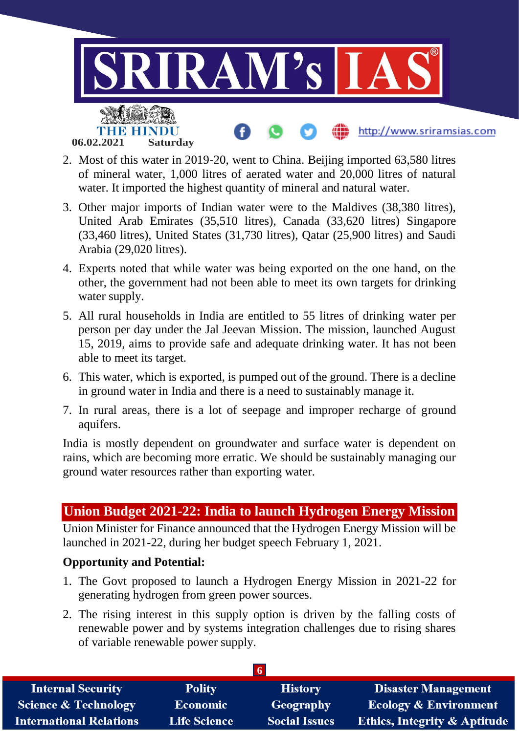2. Most of this water in 2019-20, went to China. Beijing imported 63,580 litres of mineral water, 1,000 litres of aerated water and 20,000 litres of natural water. It imported the highest quantity of mineral and natural water.
3. Other major imports of Indian water were to the Maldives (38,380 litres), United Arab Emirates (35,510 litres), Canada (33,620 litres) Singapore (33,460 litres), United States (31,730 litres), Qatar (25,900 litres) and Saudi Arabia (29,020 litres).
4. Experts noted that while water was being exported on the one hand, on the other, the government had not been able to meet its own targets for drinking water supply.
5. All rural households in India are entitled to 55 litres of drinking water per person per day under the Jal Jeevan Mission. The mission, launched August 15, 2019, aims to provide safe and adequate drinking water. It has not been able to meet its target.
6. This water, which is exported, is pumped out of the ground. There is a decline in ground water in India and there is a need to sustainably manage it.
7. In rural areas, there is a lot of seepage and improper recharge of ground aquifers.

India is mostly dependent on groundwater and surface water is dependent on rains, which are becoming more erratic. We should be sustainably managing our ground water resources rather than exporting water.

## Union Budget 2021-22: India to launch Hydrogen Energy Mission

Union Minister for Finance announced that the Hydrogen Energy Mission will be launched in 2021-22, during her budget speech February 1, 2021.

**Opportunity and Potential:**

1. The Govt proposed to launch a Hydrogen Energy Mission in 2021-22 for generating hydrogen from green power sources.
2. The rising interest in this supply option is driven by the falling costs of renewable power and by systems integration challenges due to rising shares of variable renewable power supply.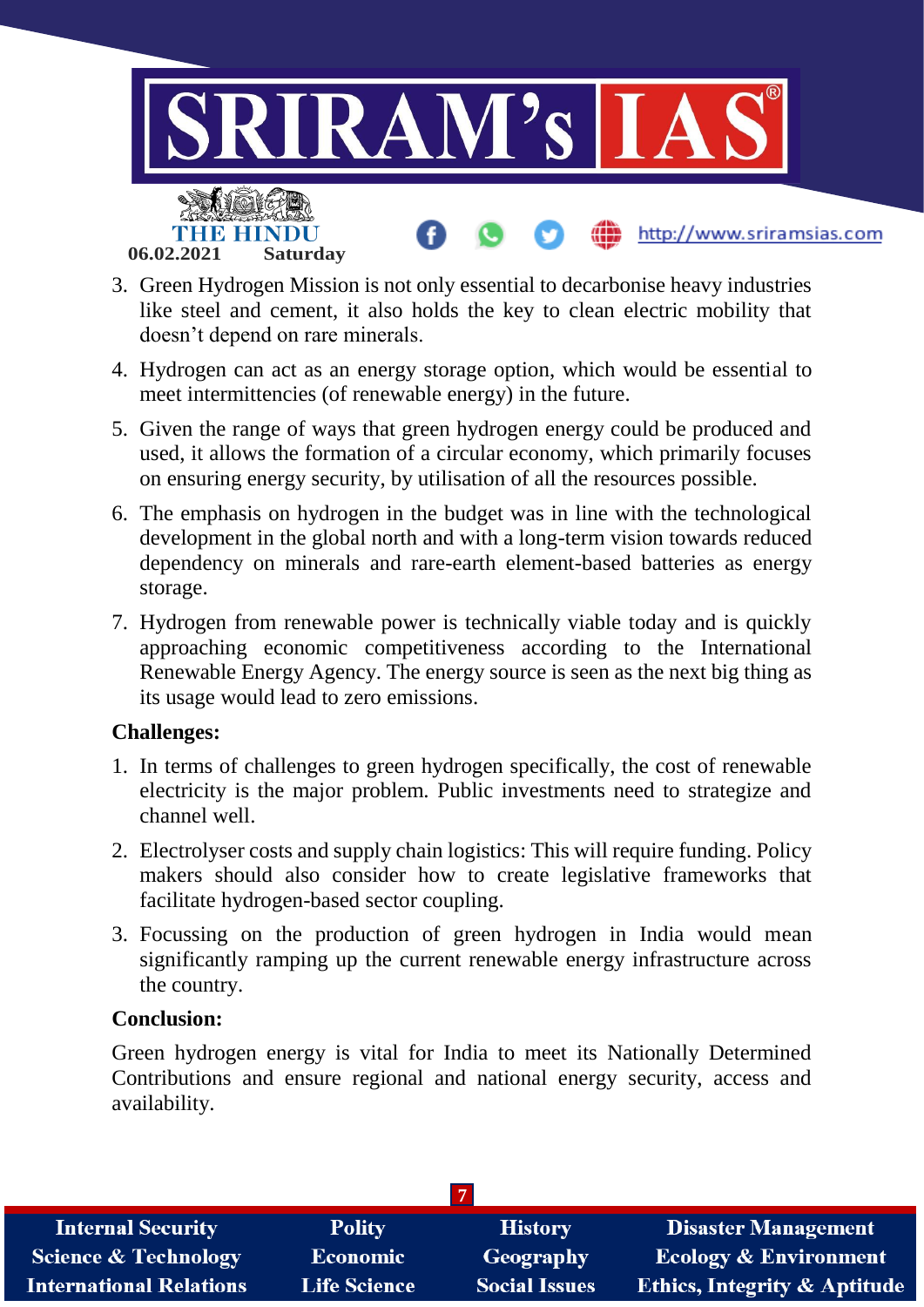3. Green Hydrogen Mission is not only essential to decarbonise heavy industries like steel and cement, it also holds the key to clean electric mobility that doesn't depend on rare minerals.
4. Hydrogen can act as an energy storage option, which would be essential to meet intermittencies (of renewable energy) in the future.
5. Given the range of ways that green hydrogen energy could be produced and used, it allows the formation of a circular economy, which primarily focuses on ensuring energy security, by utilisation of all the resources possible.
6. The emphasis on hydrogen in the budget was in line with the technological development in the global north and with a long-term vision towards reduced dependency on minerals and rare-earth element-based batteries as energy storage.
7. Hydrogen from renewable power is technically viable today and is quickly approaching economic competitiveness according to the International Renewable Energy Agency. The energy source is seen as the next big thing as its usage would lead to zero emissions.

**Challenges:**

1. In terms of challenges to green hydrogen specifically, the cost of renewable electricity is the major problem. Public investments need to strategize and channel well.
2. Electrolyser costs and supply chain logistics: This will require funding. Policy makers should also consider how to create legislative frameworks that facilitate hydrogen-based sector coupling.
3. Focussing on the production of green hydrogen in India would mean significantly ramping up the current renewable energy infrastructure across the country.

**Conclusion:**

Green hydrogen energy is vital for India to meet its Nationally Determined Contributions and ensure regional and national energy security, access and availability.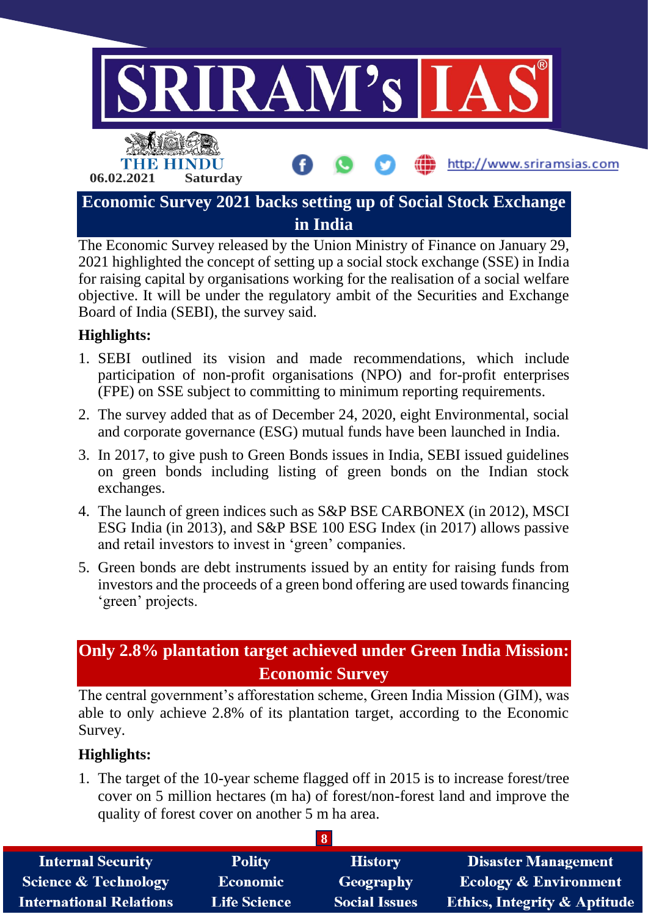## Economic Survey 2021 backs setting up of Social Stock Exchange in India

The Economic Survey released by the Union Ministry of Finance on January 29, 2021 highlighted the concept of setting up a social stock exchange (SSE) in India for raising capital by organisations working for the realisation of a social welfare objective. It will be under the regulatory ambit of the Securities and Exchange Board of India (SEBI), the survey said.

**Highlights:**

1. SEBI outlined its vision and made recommendations, which include participation of non-profit organisations (NPO) and for-profit enterprises (FPE) on SSE subject to committing to minimum reporting requirements.
2. The survey added that as of December 24, 2020, eight Environmental, social and corporate governance (ESG) mutual funds have been launched in India.
3. In 2017, to give push to Green Bonds issues in India, SEBI issued guidelines on green bonds including listing of green bonds on the Indian stock exchanges.
4. The launch of green indices such as S&P BSE CARBONEX (in 2012), MSCI ESG India (in 2013), and S&P BSE 100 ESG Index (in 2017) allows passive and retail investors to invest in 'green' companies.
5. Green bonds are debt instruments issued by an entity for raising funds from investors and the proceeds of a green bond offering are used towards financing 'green' projects.

## Only 2.8% plantation target achieved under Green India Mission: Economic Survey

The central government's afforestation scheme, Green India Mission (GIM), was able to only achieve 2.8% of its plantation target, according to the Economic Survey.

**Highlights:**

1. The target of the 10-year scheme flagged off in 2015 is to increase forest/tree cover on 5 million hectares (m ha) of forest/non-forest land and improve the quality of forest cover on another 5 m ha area.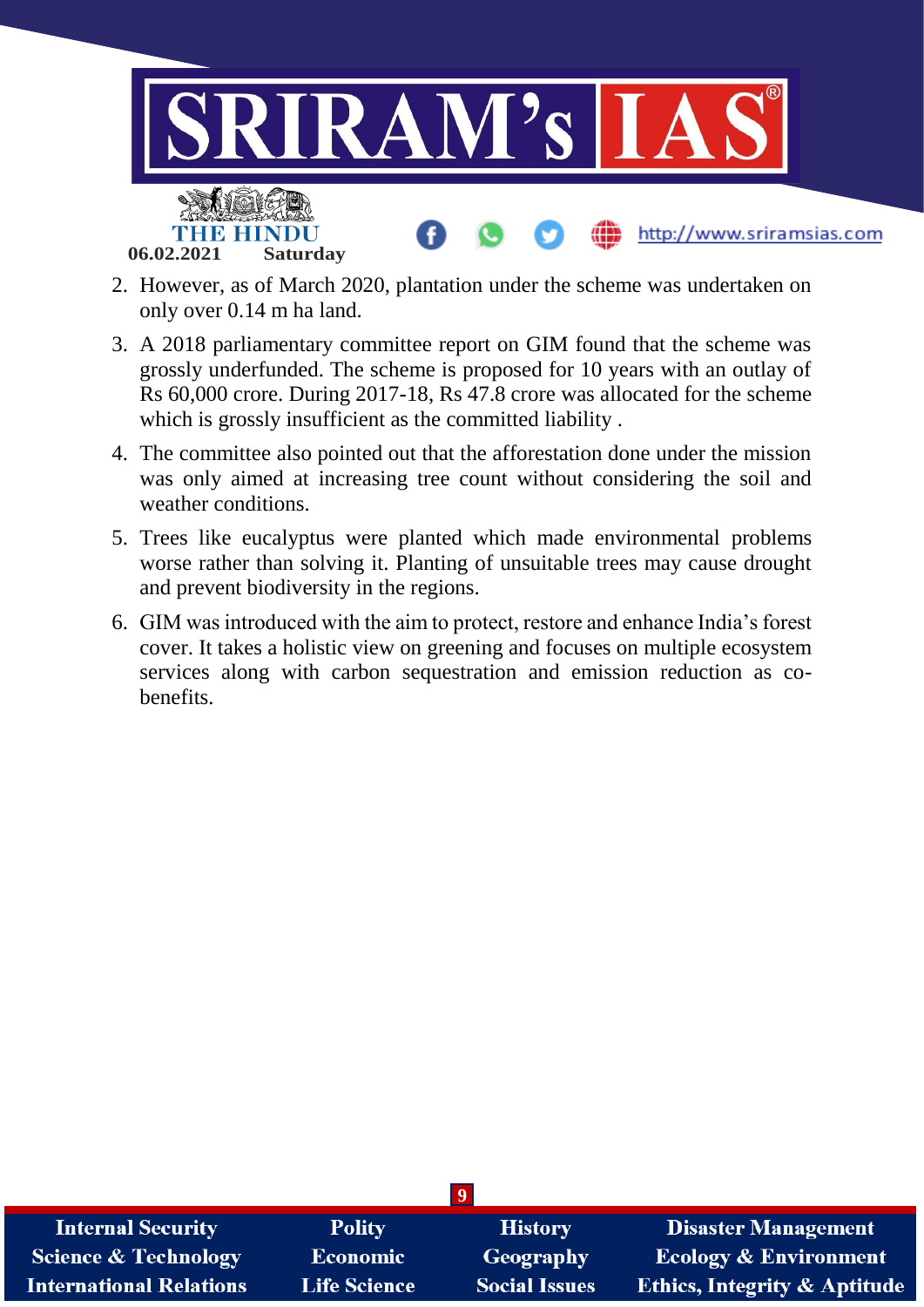2. However, as of March 2020, plantation under the scheme was undertaken on only over 0.14 m ha land.
3. A 2018 parliamentary committee report on GIM found that the scheme was grossly underfunded. The scheme is proposed for 10 years with an outlay of Rs 60,000 crore. During 2017-18, Rs 47.8 crore was allocated for the scheme which is grossly insufficient as the committed liability .
4. The committee also pointed out that the afforestation done under the mission was only aimed at increasing tree count without considering the soil and weather conditions.
5. Trees like eucalyptus were planted which made environmental problems worse rather than solving it. Planting of unsuitable trees may cause drought and prevent biodiversity in the regions.
6. GIM was introduced with the aim to protect, restore and enhance India's forest cover. It takes a holistic view on greening and focuses on multiple ecosystem services along with carbon sequestration and emission reduction as co-benefits.